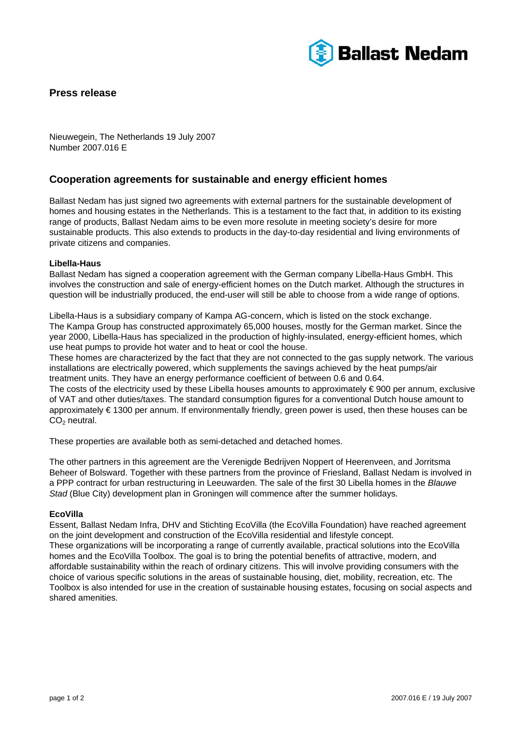**Press release**

Nieuwegein, The Netherlands 19 July 2007
Number 2007.016 E

## Cooperation agreements for sustainable and energy efficient homes

Ballast Nedam has just signed two agreements with external partners for the sustainable development of homes and housing estates in the Netherlands. This is a testament to the fact that, in addition to its existing range of products, Ballast Nedam aims to be even more resolute in meeting society's desire for more sustainable products. This also extends to products in the day-to-day residential and living environments of private citizens and companies.

**Libella-Haus**
Ballast Nedam has signed a cooperation agreement with the German company Libella-Haus GmbH. This involves the construction and sale of energy-efficient homes on the Dutch market. Although the structures in question will be industrially produced, the end-user will still be able to choose from a wide range of options.

Libella-Haus is a subsidiary company of Kampa AG-concern, which is listed on the stock exchange. The Kampa Group has constructed approximately 65,000 houses, mostly for the German market. Since the year 2000, Libella-Haus has specialized in the production of highly-insulated, energy-efficient homes, which use heat pumps to provide hot water and to heat or cool the house.
These homes are characterized by the fact that they are not connected to the gas supply network. The various installations are electrically powered, which supplements the savings achieved by the heat pumps/air treatment units. They have an energy performance coefficient of between 0.6 and 0.64.
The costs of the electricity used by these Libella houses amounts to approximately € 900 per annum, exclusive of VAT and other duties/taxes. The standard consumption figures for a conventional Dutch house amount to approximately € 1300 per annum. If environmentally friendly, green power is used, then these houses can be $CO_2$ neutral.

These properties are available both as semi-detached and detached homes.

The other partners in this agreement are the Verenigde Bedrijven Noppert of Heerenveen, and Jorritsma Beheer of Bolsward. Together with these partners from the province of Friesland, Ballast Nedam is involved in a PPP contract for urban restructuring in Leeuwarden. The sale of the first 30 Libella homes in the *Blauwe Stad* (Blue City) development plan in Groningen will commence after the summer holidays.

**EcoVilla**
Essent, Ballast Nedam Infra, DHV and Stichting EcoVilla (the EcoVilla Foundation) have reached agreement on the joint development and construction of the EcoVilla residential and lifestyle concept.
These organizations will be incorporating a range of currently available, practical solutions into the EcoVilla homes and the EcoVilla Toolbox. The goal is to bring the potential benefits of attractive, modern, and affordable sustainability within the reach of ordinary citizens. This will involve providing consumers with the choice of various specific solutions in the areas of sustainable housing, diet, mobility, recreation, etc. The Toolbox is also intended for use in the creation of sustainable housing estates, focusing on social aspects and shared amenities.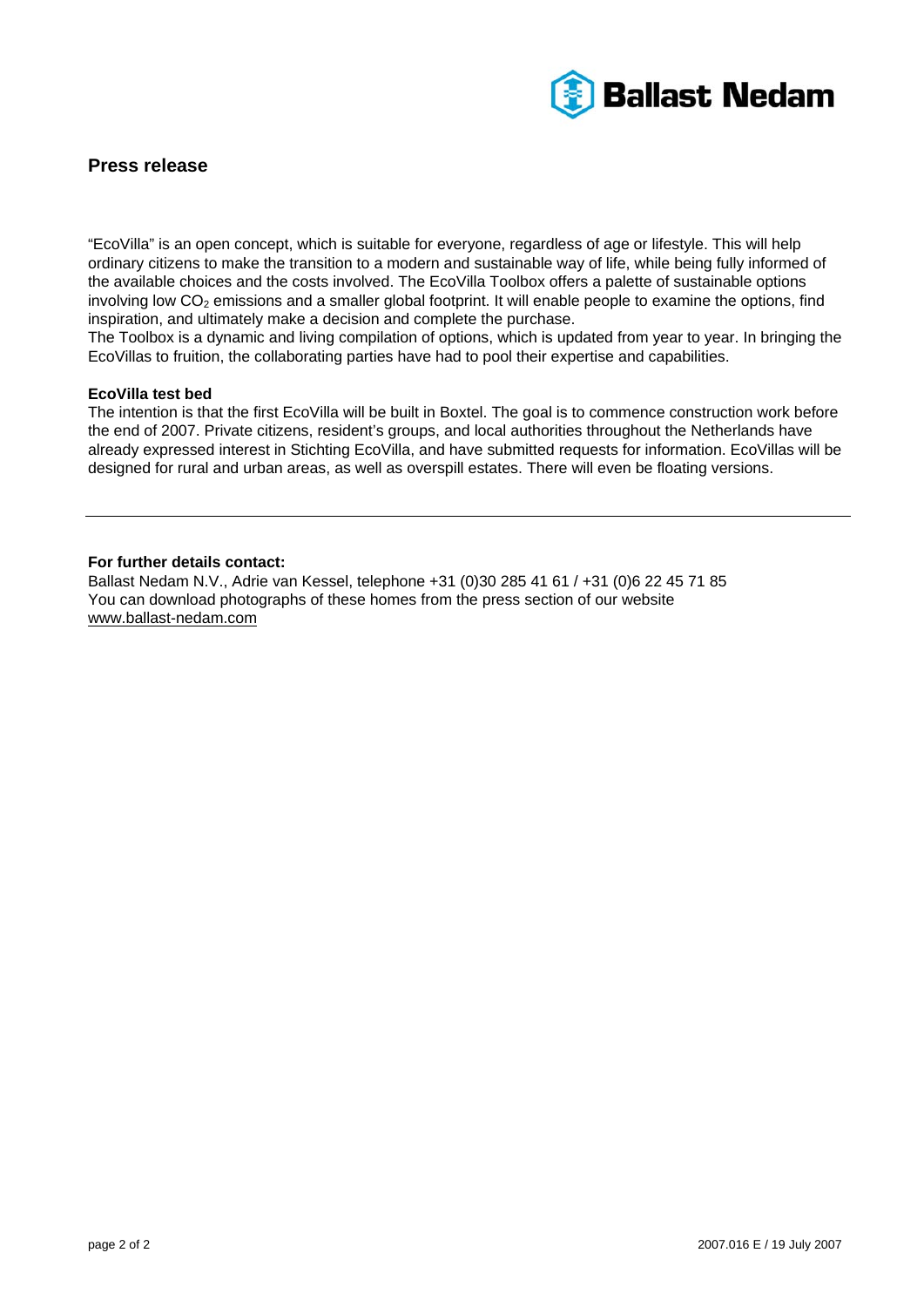## Press release

"EcoVilla" is an open concept, which is suitable for everyone, regardless of age or lifestyle. This will help ordinary citizens to make the transition to a modern and sustainable way of life, while being fully informed of the available choices and the costs involved. The EcoVilla Toolbox offers a palette of sustainable options involving low $CO_2$ emissions and a smaller global footprint. It will enable people to examine the options, find inspiration, and ultimately make a decision and complete the purchase.
The Toolbox is a dynamic and living compilation of options, which is updated from year to year. In bringing the EcoVillas to fruition, the collaborating parties have had to pool their expertise and capabilities.

**EcoVilla test bed**
The intention is that the first EcoVilla will be built in Boxtel. The goal is to commence construction work before the end of 2007. Private citizens, resident's groups, and local authorities throughout the Netherlands have already expressed interest in Stichting EcoVilla, and have submitted requests for information. EcoVillas will be designed for rural and urban areas, as well as overspill estates. There will even be floating versions.

---

**For further details contact:**
Ballast Nedam N.V., Adrie van Kessel, telephone +31 (0)30 285 41 61 / +31 (0)6 22 45 71 85
You can download photographs of these homes from the press section of our website
www.ballast-nedam.com

2007.016 E / 19 July 2007